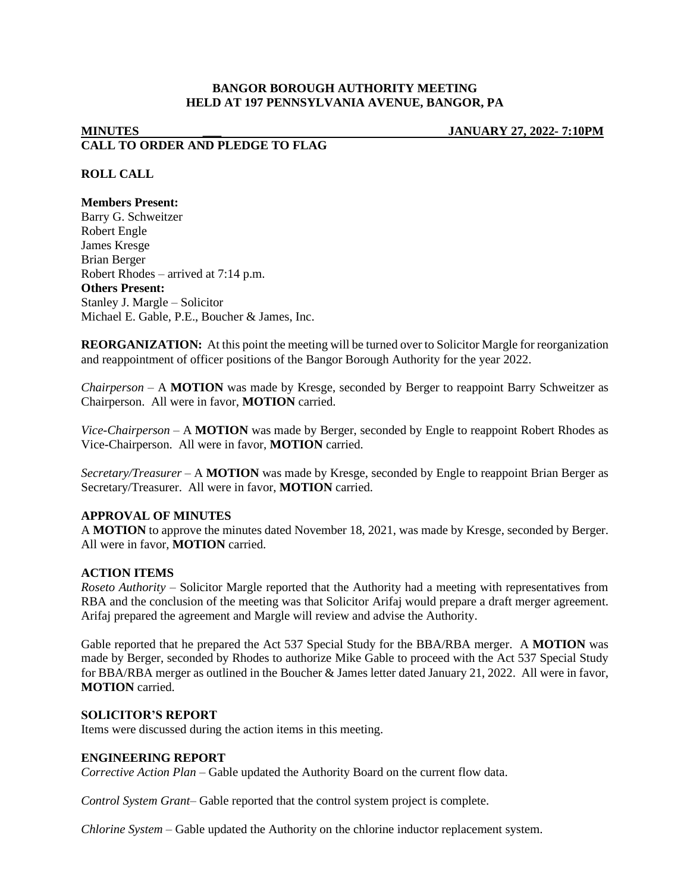**BANGOR BOROUGH AUTHORITY MEETING**
**HELD AT 197 PENNSYLVANIA AVENUE, BANGOR, PA**

**MINUTES** **JANUARY 27, 2022- 7:10PM**

**CALL TO ORDER AND PLEDGE TO FLAG**

**ROLL CALL**

**Members Present:**
Barry G. Schweitzer
Robert Engle
James Kresge
Brian Berger
Robert Rhodes – arrived at 7:14 p.m.
**Others Present:**
Stanley J. Margle – Solicitor
Michael E. Gable, P.E., Boucher & James, Inc.

**REORGANIZATION:** At this point the meeting will be turned over to Solicitor Margle for reorganization and reappointment of officer positions of the Bangor Borough Authority for the year 2022.

*Chairperson* – A **MOTION** was made by Kresge, seconded by Berger to reappoint Barry Schweitzer as Chairperson. All were in favor, **MOTION** carried.

*Vice-Chairperson* – A **MOTION** was made by Berger, seconded by Engle to reappoint Robert Rhodes as Vice-Chairperson. All were in favor, **MOTION** carried.

*Secretary/Treasurer* – A **MOTION** was made by Kresge, seconded by Engle to reappoint Brian Berger as Secretary/Treasurer. All were in favor, **MOTION** carried.

**APPROVAL OF MINUTES**
A **MOTION** to approve the minutes dated November 18, 2021, was made by Kresge, seconded by Berger. All were in favor, **MOTION** carried.

**ACTION ITEMS**
*Roseto Authority* – Solicitor Margle reported that the Authority had a meeting with representatives from RBA and the conclusion of the meeting was that Solicitor Arifaj would prepare a draft merger agreement. Arifaj prepared the agreement and Margle will review and advise the Authority.

Gable reported that he prepared the Act 537 Special Study for the BBA/RBA merger. A **MOTION** was made by Berger, seconded by Rhodes to authorize Mike Gable to proceed with the Act 537 Special Study for BBA/RBA merger as outlined in the Boucher & James letter dated January 21, 2022. All were in favor, **MOTION** carried.

**SOLICITOR'S REPORT**
Items were discussed during the action items in this meeting.

**ENGINEERING REPORT**
*Corrective Action Plan* – Gable updated the Authority Board on the current flow data.

*Control System Grant*– Gable reported that the control system project is complete.

*Chlorine System* – Gable updated the Authority on the chlorine inductor replacement system.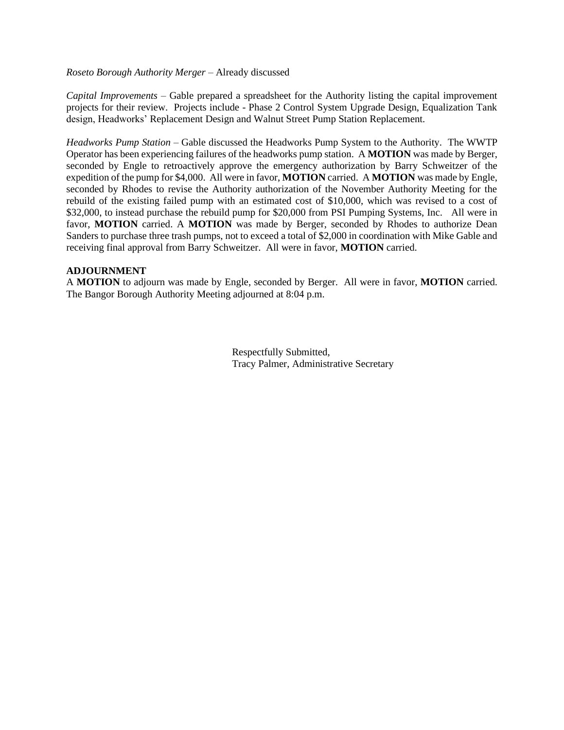*Roseto Borough Authority Merger* – Already discussed

*Capital Improvements* – Gable prepared a spreadsheet for the Authority listing the capital improvement projects for their review. Projects include - Phase 2 Control System Upgrade Design, Equalization Tank design, Headworks' Replacement Design and Walnut Street Pump Station Replacement.

*Headworks Pump Station* – Gable discussed the Headworks Pump System to the Authority. The WWTP Operator has been experiencing failures of the headworks pump station. A **MOTION** was made by Berger, seconded by Engle to retroactively approve the emergency authorization by Barry Schweitzer of the expedition of the pump for $4,000. All were in favor, **MOTION** carried. A **MOTION** was made by Engle, seconded by Rhodes to revise the Authority authorization of the November Authority Meeting for the rebuild of the existing failed pump with an estimated cost of $10,000, which was revised to a cost of $32,000, to instead purchase the rebuild pump for $20,000 from PSI Pumping Systems, Inc. All were in favor, **MOTION** carried. A **MOTION** was made by Berger, seconded by Rhodes to authorize Dean Sanders to purchase three trash pumps, not to exceed a total of $2,000 in coordination with Mike Gable and receiving final approval from Barry Schweitzer. All were in favor, **MOTION** carried.

**ADJOURNMENT**

A **MOTION** to adjourn was made by Engle, seconded by Berger. All were in favor, **MOTION** carried. The Bangor Borough Authority Meeting adjourned at 8:04 p.m.

Respectfully Submitted,
Tracy Palmer, Administrative Secretary